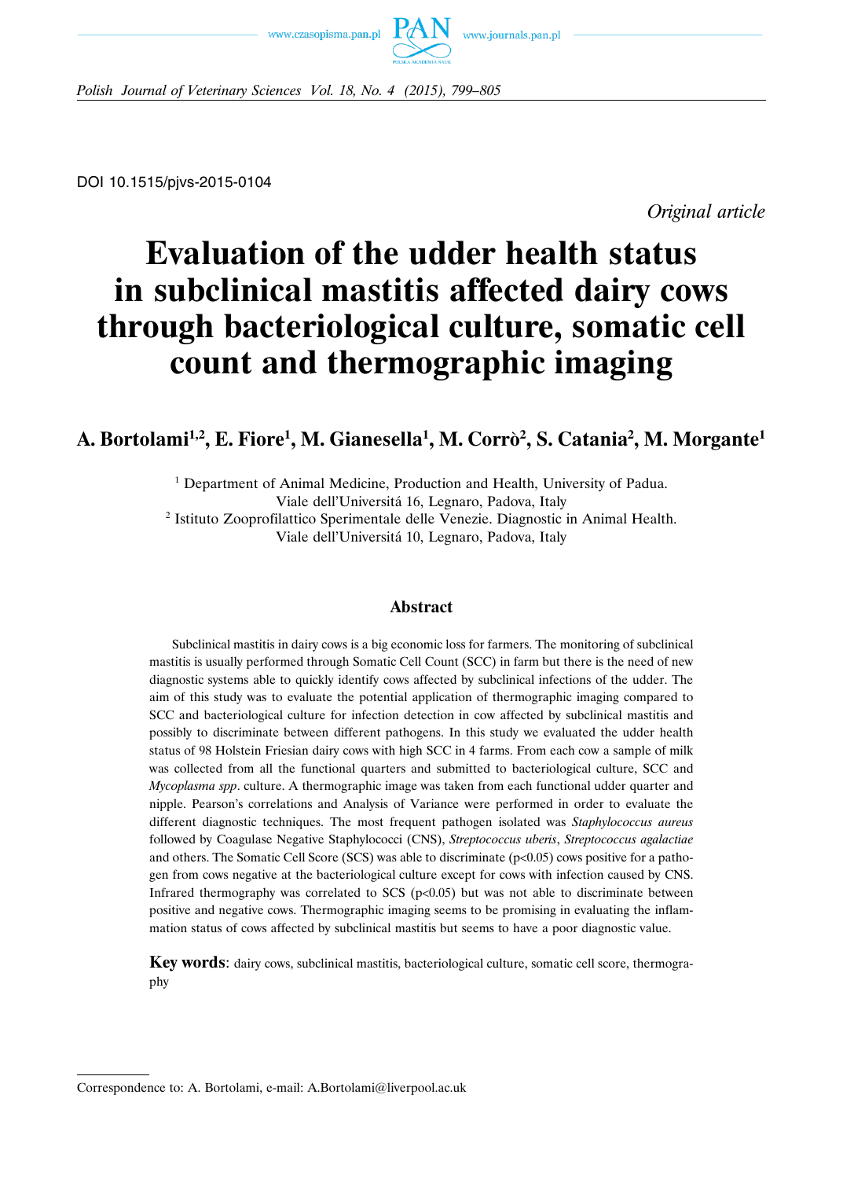DOI 10.1515/pjvs-2015-0104

*Original article*

# Evaluation of the udder health status in subclinical mastitis affected dairy cows through bacteriological culture, somatic cell count and thermographic imaging

**A. Bortolami[1,2], E. Fiore[1], M. Gianesella[1], M. Corrò[2], S. Catania[2], M. Morgante[1]**

[1] Department of Animal Medicine, Production and Health, University of Padua. Viale dell'Universitá 16, Legnaro, Padova, Italy

[2] Istituto Zooprofilattico Sperimentale delle Venezie. Diagnostic in Animal Health. Viale dell'Universitá 10, Legnaro, Padova, Italy

## Abstract

Subclinical mastitis in dairy cows is a big economic loss for farmers. The monitoring of subclinical mastitis is usually performed through Somatic Cell Count (SCC) in farm but there is the need of new diagnostic systems able to quickly identify cows affected by subclinical infections of the udder. The aim of this study was to evaluate the potential application of thermographic imaging compared to SCC and bacteriological culture for infection detection in cow affected by subclinical mastitis and possibly to discriminate between different pathogens. In this study we evaluated the udder health status of 98 Holstein Friesian dairy cows with high SCC in 4 farms. From each cow a sample of milk was collected from all the functional quarters and submitted to bacteriological culture, SCC and *Mycoplasma spp*. culture. A thermographic image was taken from each functional udder quarter and nipple. Pearson's correlations and Analysis of Variance were performed in order to evaluate the different diagnostic techniques. The most frequent pathogen isolated was *Staphylococcus aureus* followed by Coagulase Negative Staphylococci (CNS), *Streptococcus uberis*, *Streptococcus agalactiae* and others. The Somatic Cell Score (SCS) was able to discriminate ($p<0.05$) cows positive for a pathogen from cows negative at the bacteriological culture except for cows with infection caused by CNS. Infrared thermography was correlated to SCS ($p<0.05$) but was not able to discriminate between positive and negative cows. Thermographic imaging seems to be promising in evaluating the inflammation status of cows affected by subclinical mastitis but seems to have a poor diagnostic value.

**Key words**: dairy cows, subclinical mastitis, bacteriological culture, somatic cell score, thermography

Correspondence to: A. Bortolami, e-mail: A.Bortolami@liverpool.ac.uk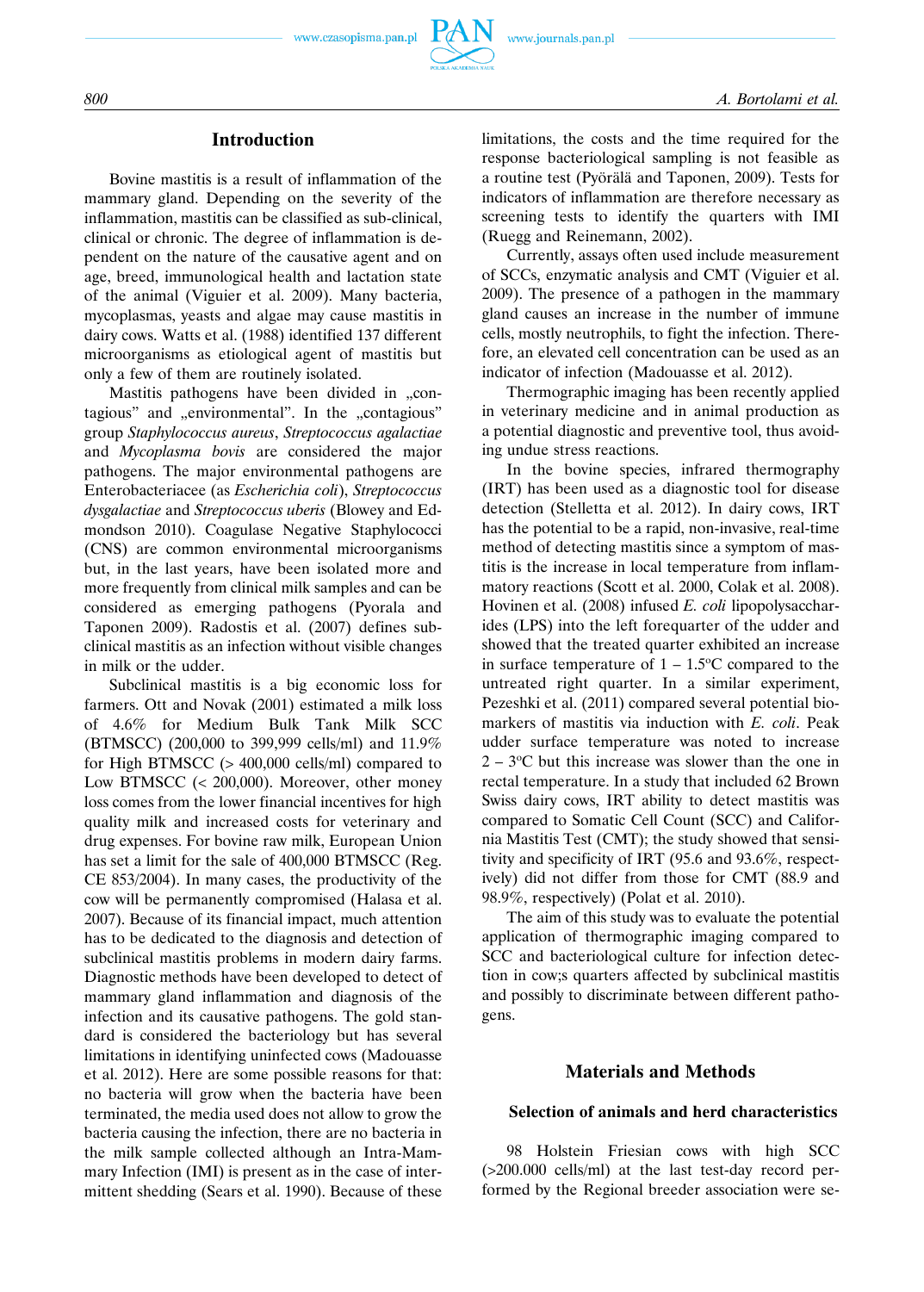## Introduction

Bovine mastitis is a result of inflammation of the mammary gland. Depending on the severity of the inflammation, mastitis can be classified as sub-clinical, clinical or chronic. The degree of inflammation is dependent on the nature of the causative agent and on age, breed, immunological health and lactation state of the animal (Viguier et al. 2009). Many bacteria, mycoplasmas, yeasts and algae may cause mastitis in dairy cows. Watts et al. (1988) identified 137 different microorganisms as etiological agent of mastitis but only a few of them are routinely isolated.

Mastitis pathogens have been divided in „contagious" and „environmental". In the „contagious" group *Staphylococcus aureus*, *Streptococcus agalactiae* and *Mycoplasma bovis* are considered the major pathogens. The major environmental pathogens are Enterobacteriacee (as *Escherichia coli*), *Streptococcus dysgalactiae* and *Streptococcus uberis* (Blowey and Edmondson 2010). Coagulase Negative Staphylococci (CNS) are common environmental microorganisms but, in the last years, have been isolated more and more frequently from clinical milk samples and can be considered as emerging pathogens (Pyorala and Taponen 2009). Radostis et al. (2007) defines subclinical mastitis as an infection without visible changes in milk or the udder.

Subclinical mastitis is a big economic loss for farmers. Ott and Novak (2001) estimated a milk loss of 4.6% for Medium Bulk Tank Milk SCC (BTMSCC) (200,000 to 399,999 cells/ml) and 11.9% for High BTMSCC (> 400,000 cells/ml) compared to Low BTMSCC (< 200,000). Moreover, other money loss comes from the lower financial incentives for high quality milk and increased costs for veterinary and drug expenses. For bovine raw milk, European Union has set a limit for the sale of 400,000 BTMSCC (Reg. CE 853/2004). In many cases, the productivity of the cow will be permanently compromised (Halasa et al. 2007). Because of its financial impact, much attention has to be dedicated to the diagnosis and detection of subclinical mastitis problems in modern dairy farms. Diagnostic methods have been developed to detect of mammary gland inflammation and diagnosis of the infection and its causative pathogens. The gold standard is considered the bacteriology but has several limitations in identifying uninfected cows (Madouasse et al. 2012). Here are some possible reasons for that: no bacteria will grow when the bacteria have been terminated, the media used does not allow to grow the bacteria causing the infection, there are no bacteria in the milk sample collected although an Intra-Mammary Infection (IMI) is present as in the case of intermittent shedding (Sears et al. 1990). Because of these limitations, the costs and the time required for the response bacteriological sampling is not feasible as a routine test (Pyörälä and Taponen, 2009). Tests for indicators of inflammation are therefore necessary as screening tests to identify the quarters with IMI (Ruegg and Reinemann, 2002).

Currently, assays often used include measurement of SCCs, enzymatic analysis and CMT (Viguier et al. 2009). The presence of a pathogen in the mammary gland causes an increase in the number of immune cells, mostly neutrophils, to fight the infection. Therefore, an elevated cell concentration can be used as an indicator of infection (Madouasse et al. 2012).

Thermographic imaging has been recently applied in veterinary medicine and in animal production as a potential diagnostic and preventive tool, thus avoiding undue stress reactions.

In the bovine species, infrared thermography (IRT) has been used as a diagnostic tool for disease detection (Stelletta et al. 2012). In dairy cows, IRT has the potential to be a rapid, non-invasive, real-time method of detecting mastitis since a symptom of mastitis is the increase in local temperature from inflammatory reactions (Scott et al. 2000, Colak et al. 2008). Hovinen et al. (2008) infused *E. coli* lipopolysaccharides (LPS) into the left forequarter of the udder and showed that the treated quarter exhibited an increase in surface temperature of 1 – 1.5°C compared to the untreated right quarter. In a similar experiment, Pezeshki et al. (2011) compared several potential biomarkers of mastitis via induction with *E. coli*. Peak udder surface temperature was noted to increase 2 – 3°C but this increase was slower than the one in rectal temperature. In a study that included 62 Brown Swiss dairy cows, IRT ability to detect mastitis was compared to Somatic Cell Count (SCC) and California Mastitis Test (CMT); the study showed that sensitivity and specificity of IRT (95.6 and 93.6%, respectively) did not differ from those for CMT (88.9 and 98.9%, respectively) (Polat et al. 2010).

The aim of this study was to evaluate the potential application of thermographic imaging compared to SCC and bacteriological culture for infection detection in cow;s quarters affected by subclinical mastitis and possibly to discriminate between different pathogens.

## Materials and Methods

### Selection of animals and herd characteristics

98 Holstein Friesian cows with high SCC (>200.000 cells/ml) at the last test-day record performed by the Regional breeder association were se-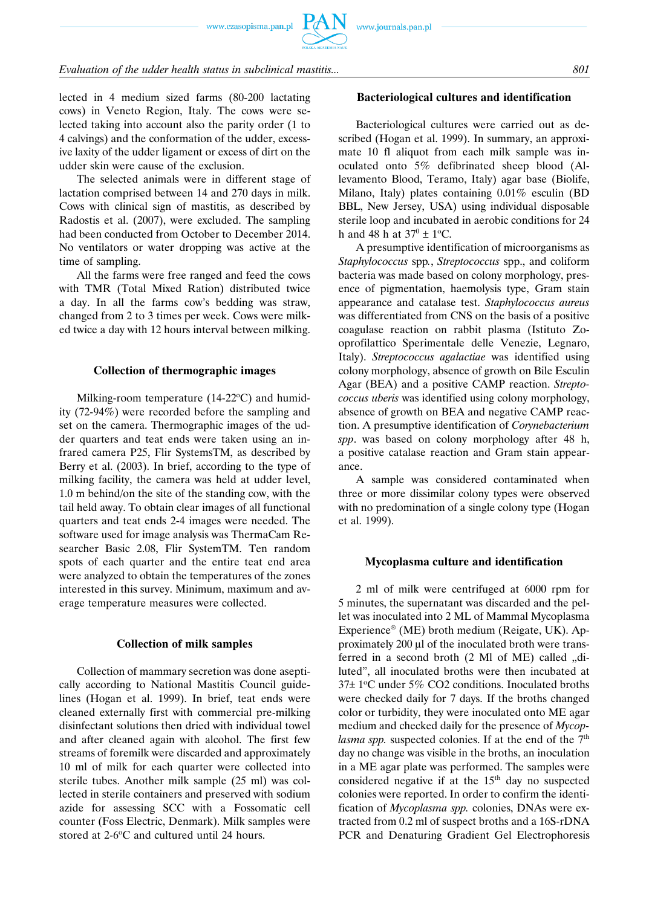lected in 4 medium sized farms (80-200 lactating cows) in Veneto Region, Italy. The cows were selected taking into account also the parity order (1 to 4 calvings) and the conformation of the udder, excessive laxity of the udder ligament or excess of dirt on the udder skin were cause of the exclusion.

The selected animals were in different stage of lactation comprised between 14 and 270 days in milk. Cows with clinical sign of mastitis, as described by Radostis et al. (2007), were excluded. The sampling had been conducted from October to December 2014. No ventilators or water dropping was active at the time of sampling.

All the farms were free ranged and feed the cows with TMR (Total Mixed Ration) distributed twice a day. In all the farms cow's bedding was straw, changed from 2 to 3 times per week. Cows were milked twice a day with 12 hours interval between milking.

## Collection of thermographic images

Milking-room temperature (14-22°C) and humidity (72-94%) were recorded before the sampling and set on the camera. Thermographic images of the udder quarters and teat ends were taken using an infrared camera P25, Flir SystemsTM, as described by Berry et al. (2003). In brief, according to the type of milking facility, the camera was held at udder level, 1.0 m behind/on the site of the standing cow, with the tail held away. To obtain clear images of all functional quarters and teat ends 2-4 images were needed. The software used for image analysis was ThermaCam Researcher Basic 2.08, Flir SystemTM. Ten random spots of each quarter and the entire teat end area were analyzed to obtain the temperatures of the zones interested in this survey. Minimum, maximum and average temperature measures were collected.

## Collection of milk samples

Collection of mammary secretion was done aseptically according to National Mastitis Council guidelines (Hogan et al. 1999). In brief, teat ends were cleaned externally first with commercial pre-milking disinfectant solutions then dried with individual towel and after cleaned again with alcohol. The first few streams of foremilk were discarded and approximately 10 ml of milk for each quarter were collected into sterile tubes. Another milk sample (25 ml) was collected in sterile containers and preserved with sodium azide for assessing SCC with a Fossomatic cell counter (Foss Electric, Denmark). Milk samples were stored at 2-6°C and cultured until 24 hours.

## Bacteriological cultures and identification

Bacteriological cultures were carried out as described (Hogan et al. 1999). In summary, an approximate 10 fl aliquot from each milk sample was inoculated onto 5% defibrinated sheep blood (Allevamento Blood, Teramo, Italy) agar base (Biolife, Milano, Italy) plates containing 0.01% esculin (BD BBL, New Jersey, USA) using individual disposable sterile loop and incubated in aerobic conditions for 24 h and 48 h at $37^0 \pm 1$°C.

A presumptive identification of microorganisms as *Staphylococcus* spp., *Streptococcus* spp., and coliform bacteria was made based on colony morphology, presence of pigmentation, haemolysis type, Gram stain appearance and catalase test. *Staphylococcus aureus* was differentiated from CNS on the basis of a positive coagulase reaction on rabbit plasma (Istituto Zooprofilattico Sperimentale delle Venezie, Legnaro, Italy). *Streptococcus agalactiae* was identified using colony morphology, absence of growth on Bile Esculin Agar (BEA) and a positive CAMP reaction. *Streptococcus uberis* was identified using colony morphology, absence of growth on BEA and negative CAMP reaction. A presumptive identification of *Corynebacterium spp*. was based on colony morphology after 48 h, a positive catalase reaction and Gram stain appearance.

A sample was considered contaminated when three or more dissimilar colony types were observed with no predomination of a single colony type (Hogan et al. 1999).

## Mycoplasma culture and identification

2 ml of milk were centrifuged at 6000 rpm for 5 minutes, the supernatant was discarded and the pellet was inoculated into 2 ML of Mammal Mycoplasma Experience® (ME) broth medium (Reigate, UK). Approximately 200 µl of the inoculated broth were transferred in a second broth (2 Ml of ME) called „diluted", all inoculated broths were then incubated at 37± 1°C under 5% $CO_2$ conditions. Inoculated broths were checked daily for 7 days. If the broths changed color or turbidity, they were inoculated onto ME agar medium and checked daily for the presence of *Mycoplasma spp.* suspected colonies. If at the end of the 7th day no change was visible in the broths, an inoculation in a ME agar plate was performed. The samples were considered negative if at the 15th day no suspected colonies were reported. In order to confirm the identification of *Mycoplasma spp.* colonies, DNAs were extracted from 0.2 ml of suspect broths and a 16S-rDNA PCR and Denaturing Gradient Gel Electrophoresis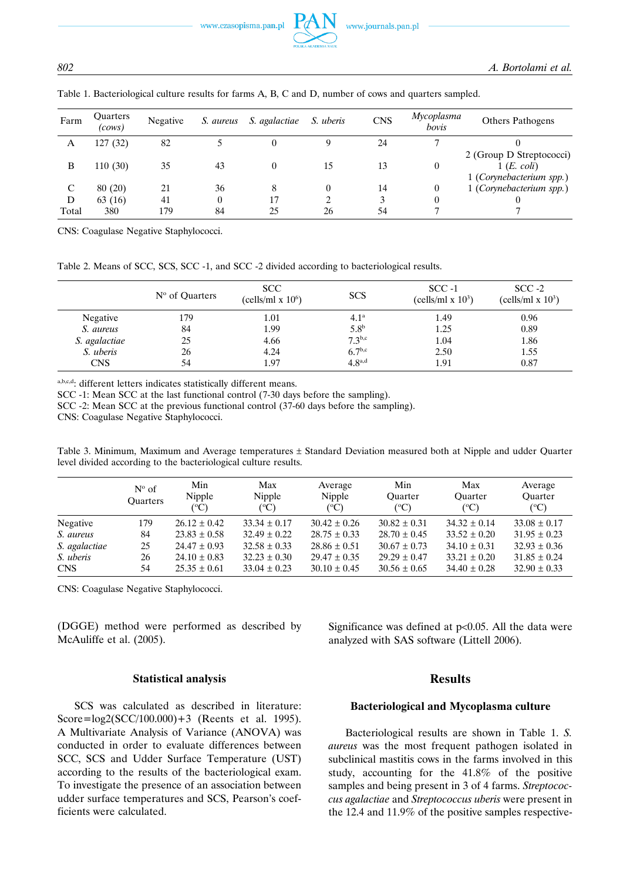Table 1. Bacteriological culture results for farms A, B, C and D, number of cows and quarters sampled.

| Farm | Quarters (*cows*) | Negative | *S. aureus* | *S. agalactiae* | *S. uberis* | CNS | *Mycoplasma bovis* | Others Pathogens |
|---|---|---|---|---|---|---|---|---|
| A | 127 (32) | 82 | 5 | 0 | 9 | 24 | 7 | 0 |
| B | 110 (30) | 35 | 43 | 0 | 15 | 13 | 0 | 2 (Group D Streptococci) 1 (*E. coli*) 1 (*Corynebacterium spp.*) |
| C | 80 (20) | 21 | 36 | 8 | 0 | 14 | 0 | 1 (*Corynebacterium spp.*) |
| D | 63 (16) | 41 | 0 | 17 | 2 | 3 | 0 | 0 |
| Total | 380 | 179 | 84 | 25 | 26 | 54 | 7 | 7 |

CNS: Coagulase Negative Staphylococci.

Table 2. Means of SCC, SCS, SCC -1, and SCC -2 divided according to bacteriological results.

| | N° of Quarters | SCC (cells/ml x $10^6$) | SCS | SCC -1 (cells/ml x $10^3$) | SCC -2 (cells/ml x $10^3$) |
|---|---|---|---|---|---|
| Negative | 179 | 1.01 | 4.1[a] | 1.49 | 0.96 |
| *S. aureus* | 84 | 1.99 | 5.8[b] | 1.25 | 0.89 |
| *S. agalactiae* | 25 | 4.66 | 7.3[b,c] | 1.04 | 1.86 |
| *S. uberis* | 26 | 4.24 | 6.7[b,c] | 2.50 | 1.55 |
| CNS | 54 | 1.97 | 4.8[a,d] | 1.91 | 0.87 |

[a,b,c,d]: different letters indicates statistically different means.
SCC -1: Mean SCC at the last functional control (7-30 days before the sampling).
SCC -2: Mean SCC at the previous functional control (37-60 days before the sampling).
CNS: Coagulase Negative Staphylococci.

Table 3. Minimum, Maximum and Average temperatures ± Standard Deviation measured both at Nipple and udder Quarter level divided according to the bacteriological culture results.

| | N° of Quarters | Min Nipple (°C) | Max Nipple (°C) | Average Nipple (°C) | Min Quarter (°C) | Max Quarter (°C) | Average Quarter (°C) |
|---|---|---|---|---|---|---|---|
| Negative | 179 | 26.12 ± 0.42 | 33.34 ± 0.17 | 30.42 ± 0.26 | 30.82 ± 0.31 | 34.32 ± 0.14 | 33.08 ± 0.17 |
| *S. aureus* | 84 | 23.83 ± 0.58 | 32.49 ± 0.22 | 28.75 ± 0.33 | 28.70 ± 0.45 | 33.52 ± 0.20 | 31.95 ± 0.23 |
| *S. agalactiae* | 25 | 24.47 ± 0.93 | 32.58 ± 0.33 | 28.86 ± 0.51 | 30.67 ± 0.73 | 34.10 ± 0.31 | 32.93 ± 0.36 |
| *S. uberis* | 26 | 24.10 ± 0.83 | 32.23 ± 0.30 | 29.47 ± 0.35 | 29.29 ± 0.47 | 33.21 ± 0.20 | 31.85 ± 0.24 |
| CNS | 54 | 25.35 ± 0.61 | 33.04 ± 0.23 | 30.10 ± 0.45 | 30.56 ± 0.65 | 34.40 ± 0.28 | 32.90 ± 0.33 |

CNS: Coagulase Negative Staphylococci.

(DGGE) method were performed as described by McAuliffe et al. (2005).

### Statistical analysis

SCS was calculated as described in literature: Score=log2(SCC/100.000)+3 (Reents et al. 1995). A Multivariate Analysis of Variance (ANOVA) was conducted in order to evaluate differences between SCC, SCS and Udder Surface Temperature (UST) according to the results of the bacteriological exam. To investigate the presence of an association between udder surface temperatures and SCS, Pearson's coefficients were calculated.

Significance was defined at $p<0.05$. All the data were analyzed with SAS software (Littell 2006).

## Results

### Bacteriological and Mycoplasma culture

Bacteriological results are shown in Table 1. *S. aureus* was the most frequent pathogen isolated in subclinical mastitis cows in the farms involved in this study, accounting for the 41.8% of the positive samples and being present in 3 of 4 farms. *Streptococcus agalactiae* and *Streptococcus uberis* were present in the 12.4 and 11.9% of the positive samples respective-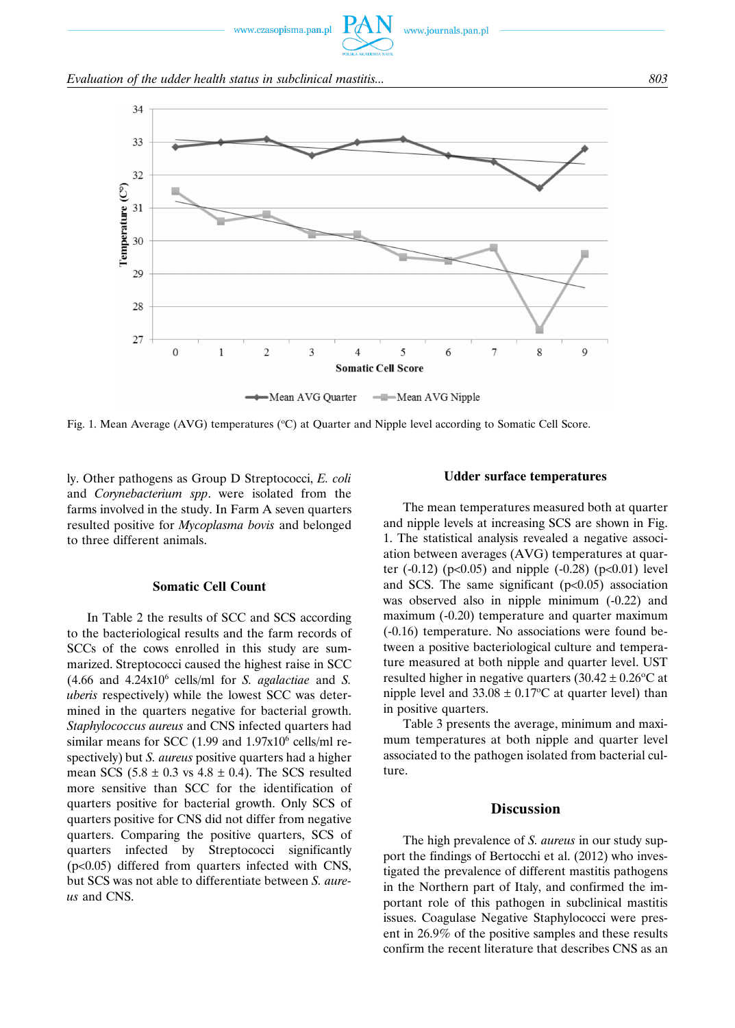Fig. 1. Mean Average (AVG) temperatures (°C) at Quarter and Nipple level according to Somatic Cell Score.

ly. Other pathogens as Group D Streptococci, *E. coli* and *Corynebacterium spp*. were isolated from the farms involved in the study. In Farm A seven quarters resulted positive for *Mycoplasma bovis* and belonged to three different animals.

### Somatic Cell Count

In Table 2 the results of SCC and SCS according to the bacteriological results and the farm records of SCCs of the cows enrolled in this study are summarized. Streptococci caused the highest raise in SCC (4.66 and $4.24 \times 10^6$ cells/ml for *S. agalactiae* and *S. uberis* respectively) while the lowest SCC was determined in the quarters negative for bacterial growth. *Staphylococcus aureus* and CNS infected quarters had similar means for SCC (1.99 and $1.97 \times 10^6$ cells/ml respectively) but *S. aureus* positive quarters had a higher mean SCS ($5.8 \pm 0.3$ vs $4.8 \pm 0.4$). The SCS resulted more sensitive than SCC for the identification of quarters positive for bacterial growth. Only SCS of quarters positive for CNS did not differ from negative quarters. Comparing the positive quarters, SCS of quarters infected by Streptococci significantly ($p<0.05$) differed from quarters infected with CNS, but SCS was not able to differentiate between *S. aureus* and CNS.

### Udder surface temperatures

The mean temperatures measured both at quarter and nipple levels at increasing SCS are shown in Fig. 1. The statistical analysis revealed a negative association between averages (AVG) temperatures at quarter (-0.12) ($p<0.05$) and nipple (-0.28) ($p<0.01$) level and SCS. The same significant ($p<0.05$) association was observed also in nipple minimum (-0.22) and maximum (-0.20) temperature and quarter maximum (-0.16) temperature. No associations were found between a positive bacteriological culture and temperature measured at both nipple and quarter level. UST resulted higher in negative quarters ($30.42 \pm 0.26$°C at nipple level and $33.08 \pm 0.17$°C at quarter level) than in positive quarters.

Table 3 presents the average, minimum and maximum temperatures at both nipple and quarter level associated to the pathogen isolated from bacterial culture.

## Discussion

The high prevalence of *S. aureus* in our study support the findings of Bertocchi et al. (2012) who investigated the prevalence of different mastitis pathogens in the Northern part of Italy, and confirmed the important role of this pathogen in subclinical mastitis issues. Coagulase Negative Staphylococci were present in 26.9% of the positive samples and these results confirm the recent literature that describes CNS as an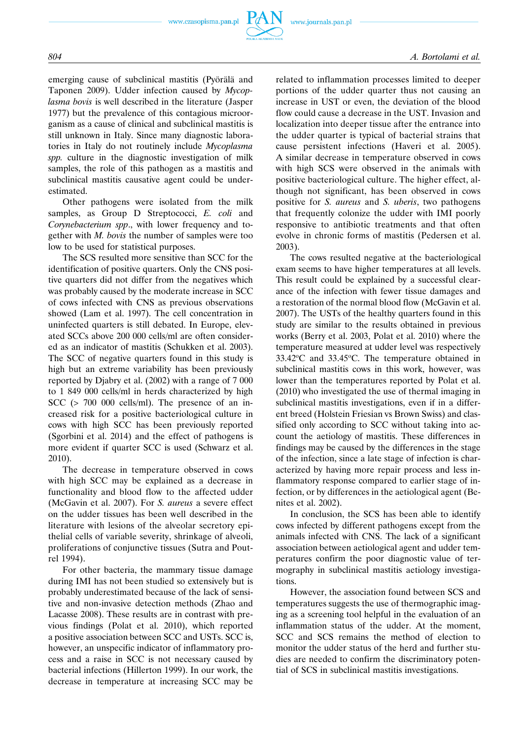emerging cause of subclinical mastitis (Pyörälä and Taponen 2009). Udder infection caused by *Mycoplasma bovis* is well described in the literature (Jasper 1977) but the prevalence of this contagious microorganism as a cause of clinical and subclinical mastitis is still unknown in Italy. Since many diagnostic laboratories in Italy do not routinely include *Mycoplasma spp.* culture in the diagnostic investigation of milk samples, the role of this pathogen as a mastitis and subclinical mastitis causative agent could be underestimated.

Other pathogens were isolated from the milk samples, as Group D Streptococci, *E. coli* and *Corynebacterium spp*., with lower frequency and together with *M. bovis* the number of samples were too low to be used for statistical purposes.

The SCS resulted more sensitive than SCC for the identification of positive quarters. Only the CNS positive quarters did not differ from the negatives which was probably caused by the moderate increase in SCC of cows infected with CNS as previous observations showed (Lam et al. 1997). The cell concentration in uninfected quarters is still debated. In Europe, elevated SCCs above 200 000 cells/ml are often considered as an indicator of mastitis (Schukken et al. 2003). The SCC of negative quarters found in this study is high but an extreme variability has been previously reported by Djabry et al. (2002) with a range of 7 000 to 1 849 000 cells/ml in herds characterized by high SCC (> 700 000 cells/ml). The presence of an increased risk for a positive bacteriological culture in cows with high SCC has been previously reported (Sgorbini et al. 2014) and the effect of pathogens is more evident if quarter SCC is used (Schwarz et al. 2010).

The decrease in temperature observed in cows with high SCC may be explained as a decrease in functionality and blood flow to the affected udder (McGavin et al. 2007). For *S. aureus* a severe effect on the udder tissues has been well described in the literature with lesions of the alveolar secretory epithelial cells of variable severity, shrinkage of alveoli, proliferations of conjunctive tissues (Sutra and Poutrel 1994).

For other bacteria, the mammary tissue damage during IMI has not been studied so extensively but is probably underestimated because of the lack of sensitive and non-invasive detection methods (Zhao and Lacasse 2008). These results are in contrast with previous findings (Polat et al. 2010), which reported a positive association between SCC and USTs. SCC is, however, an unspecific indicator of inflammatory process and a raise in SCC is not necessary caused by bacterial infections (Hillerton 1999). In our work, the decrease in temperature at increasing SCC may be related to inflammation processes limited to deeper portions of the udder quarter thus not causing an increase in UST or even, the deviation of the blood flow could cause a decrease in the UST. Invasion and localization into deeper tissue after the entrance into the udder quarter is typical of bacterial strains that cause persistent infections (Haveri et al. 2005). A similar decrease in temperature observed in cows with high SCS were observed in the animals with positive bacteriological culture. The higher effect, although not significant, has been observed in cows positive for *S. aureus* and *S. uberis*, two pathogens that frequently colonize the udder with IMI poorly responsive to antibiotic treatments and that often evolve in chronic forms of mastitis (Pedersen et al. 2003).

The cows resulted negative at the bacteriological exam seems to have higher temperatures at all levels. This result could be explained by a successful clearance of the infection with fewer tissue damages and a restoration of the normal blood flow (McGavin et al. 2007). The USTs of the healthy quarters found in this study are similar to the results obtained in previous works (Berry et al. 2003, Polat et al. 2010) where the temperature measured at udder level was respectively 33.42°C and 33.45°C. The temperature obtained in subclinical mastitis cows in this work, however, was lower than the temperatures reported by Polat et al. (2010) who investigated the use of thermal imaging in subclinical mastitis investigations, even if in a different breed (Holstein Friesian vs Brown Swiss) and classified only according to SCC without taking into account the aetiology of mastitis. These differences in findings may be caused by the differences in the stage of the infection, since a late stage of infection is characterized by having more repair process and less inflammatory response compared to earlier stage of infection, or by differences in the aetiological agent (Benites et al. 2002).

In conclusion, the SCS has been able to identify cows infected by different pathogens except from the animals infected with CNS. The lack of a significant association between aetiological agent and udder temperatures confirm the poor diagnostic value of termography in subclinical mastitis aetiology investigations.

However, the association found between SCS and temperatures suggests the use of thermographic imaging as a screening tool helpful in the evaluation of an inflammation status of the udder. At the moment, SCC and SCS remains the method of election to monitor the udder status of the herd and further studies are needed to confirm the discriminatory potential of SCS in subclinical mastitis investigations.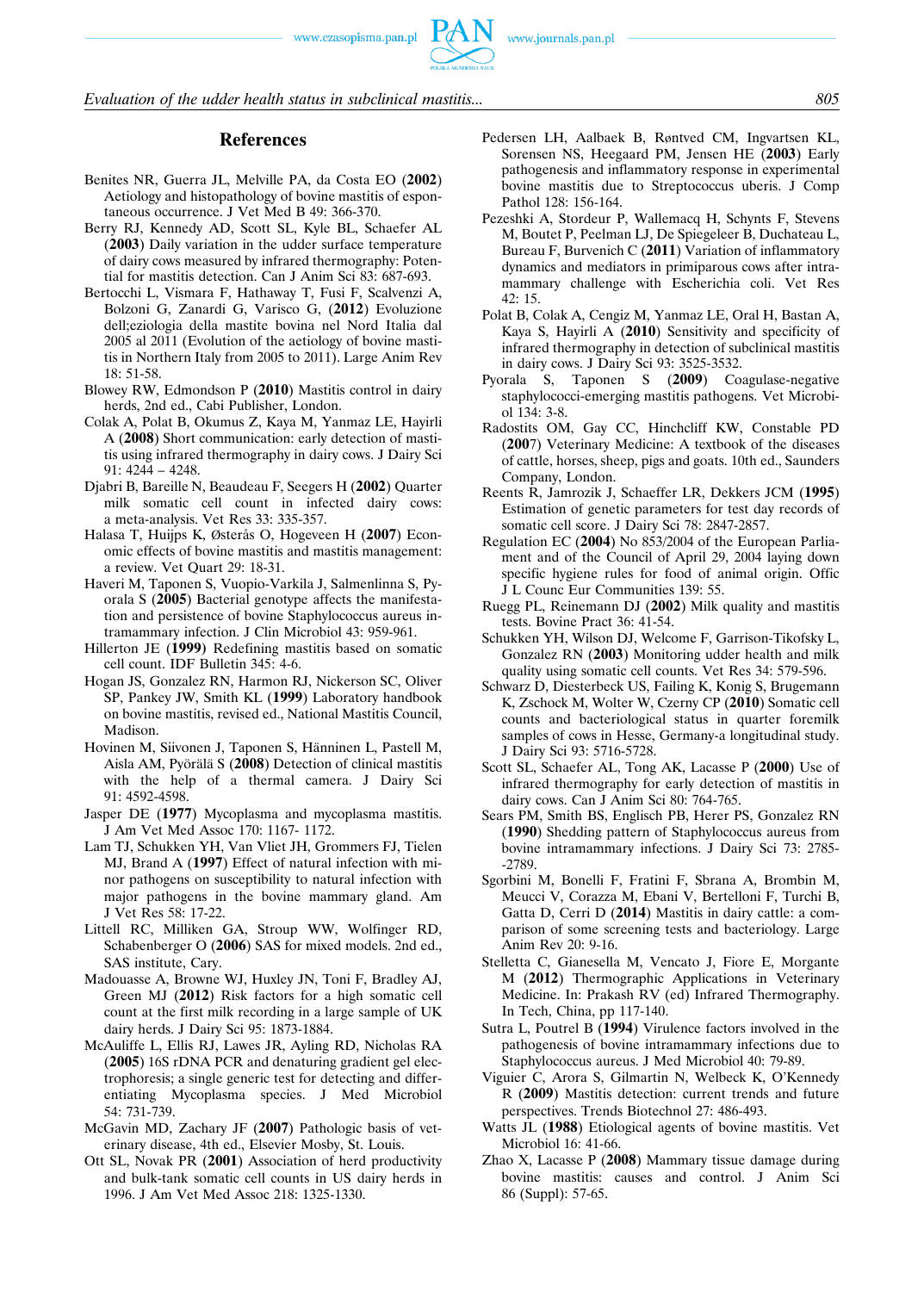## References

Benites NR, Guerra JL, Melville PA, da Costa EO (**2002**) Aetiology and histopathology of bovine mastitis of esponsponstaneous occurrence. J Vet Med B 49: 366-370.

Berry RJ, Kennedy AD, Scott SL, Kyle BL, Schaefer AL (**2003**) Daily variation in the udder surface temperature of dairy cows measured by infrared thermography: Potential for mastitis detection. Can J Anim Sci 83: 687-693.

Bertocchi L, Vismara F, Hathaway T, Fusi F, Scalvenzi A, Bolzoni G, Zanardi G, Varisco G, (**2012**) Evoluzione dell;eziologia della mastite bovina nel Nord Italia dal 2005 al 2011 (Evolution of the aetiology of bovine mastitis in Northern Italy from 2005 to 2011). Large Anim Rev 18: 51-58.

Blowey RW, Edmondson P (**2010**) Mastitis control in dairy herds, 2nd ed., Cabi Publisher, London.

Colak A, Polat B, Okumus Z, Kaya M, Yanmaz LE, Hayirli A (**2008**) Short communication: early detection of mastitis using infrared thermography in dairy cows. J Dairy Sci 91: 4244 – 4248.

Djabri B, Bareille N, Beaudeau F, Seegers H (**2002**) Quarter milk somatic cell count in infected dairy cows: a meta-analysis. Vet Res 33: 335-357.

Halasa T, Huijps K, Østerås O, Hogeveen H (**2007**) Economic effects of bovine mastitis and mastitis management: a review. Vet Quart 29: 18-31.

Haveri M, Taponen S, Vuopio-Varkila J, Salmenlinna S, Pyorala S (**2005**) Bacterial genotype affects the manifestation and persistence of bovine Staphylococcus aureus intramammary infection. J Clin Microbiol 43: 959-961.

Hillerton JE (**1999**) Redefining mastitis based on somatic cell count. IDF Bulletin 345: 4-6.

Hogan JS, Gonzalez RN, Harmon RJ, Nickerson SC, Oliver SP, Pankey JW, Smith KL (**1999**) Laboratory handbook on bovine mastitis, revised ed., National Mastitis Council, Madison.

Hovinen M, Siivonen J, Taponen S, Hänninen L, Pastell M, Aisla AM, Pyörälä S (**2008**) Detection of clinical mastitis with the help of a thermal camera. J Dairy Sci 91: 4592-4598.

Jasper DE (**1977**) Mycoplasma and mycoplasma mastitis. J Am Vet Med Assoc 170: 1167- 1172.

Lam TJ, Schukken YH, Van Vliet JH, Grommers FJ, Tielen MJ, Brand A (**1997**) Effect of natural infection with minor pathogens on susceptibility to natural infection with major pathogens in the bovine mammary gland. Am J Vet Res 58: 17-22.

Littell RC, Milliken GA, Stroup WW, Wolfinger RD, Schabenberger O (**2006**) SAS for mixed models. 2nd ed., SAS institute, Cary.

Madouasse A, Browne WJ, Huxley JN, Toni F, Bradley AJ, Green MJ (**2012**) Risk factors for a high somatic cell count at the first milk recording in a large sample of UK dairy herds. J Dairy Sci 95: 1873-1884.

McAuliffe L, Ellis RJ, Lawes JR, Ayling RD, Nicholas RA (**2005**) 16S rDNA PCR and denaturing gradient gel electrophoresis; a single generic test for detecting and differentiating Mycoplasma species. J Med Microbiol 54: 731-739.

McGavin MD, Zachary JF (**2007**) Pathologic basis of veterinary disease, 4th ed., Elsevier Mosby, St. Louis.

Ott SL, Novak PR (**2001**) Association of herd productivity and bulk-tank somatic cell counts in US dairy herds in 1996. J Am Vet Med Assoc 218: 1325-1330.

Pedersen LH, Aalbaek B, Røntved CM, Ingvartsen KL, Sorensen NS, Heegaard PM, Jensen HE (**2003**) Early pathogenesis and inflammatory response in experimental bovine mastitis due to Streptococcus uberis. J Comp Pathol 128: 156-164.

Pezeshki A, Stordeur P, Wallemacq H, Schynts F, Stevens M, Boutet P, Peelman LJ, De Spiegeleer B, Duchateau L, Bureau F, Burvenich C (**2011**) Variation of inflammatory dynamics and mediators in primiparous cows after intramammary challenge with Escherichia coli. Vet Res 42: 15.

Polat B, Colak A, Cengiz M, Yanmaz LE, Oral H, Bastan A, Kaya S, Hayirli A (**2010**) Sensitivity and specificity of infrared thermography in detection of subclinical mastitis in dairy cows. J Dairy Sci 93: 3525-3532.

Pyorala S, Taponen S (**2009**) Coagulase-negative staphylococci-emerging mastitis pathogens. Vet Microbiol 134: 3-8.

Radostits OM, Gay CC, Hinchcliff KW, Constable PD (**2007**) Veterinary Medicine: A textbook of the diseases of cattle, horses, sheep, pigs and goats. 10th ed., Saunders Company, London.

Reents R, Jamrozik J, Schaeffer LR, Dekkers JCM (**1995**) Estimation of genetic parameters for test day records of somatic cell score. J Dairy Sci 78: 2847-2857.

Regulation EC (**2004**) No 853/2004 of the European Parliament and of the Council of April 29, 2004 laying down specific hygiene rules for food of animal origin. Offic J L Counc Eur Communities 139: 55.

Ruegg PL, Reinemann DJ (**2002**) Milk quality and mastitis tests. Bovine Pract 36: 41-54.

Schukken YH, Wilson DJ, Welcome F, Garrison-Tikofsky L, Gonzalez RN (**2003**) Monitoring udder health and milk quality using somatic cell counts. Vet Res 34: 579-596.

Schwarz D, Diesterbeck US, Failing K, Konig S, Brugemann K, Zschock M, Wolter W, Czerny CP (**2010**) Somatic cell counts and bacteriological status in quarter foremilk samples of cows in Hesse, Germany-a longitudinal study. J Dairy Sci 93: 5716-5728.

Scott SL, Schaefer AL, Tong AK, Lacasse P (**2000**) Use of infrared thermography for early detection of mastitis in dairy cows. Can J Anim Sci 80: 764-765.

Sears PM, Smith BS, Englisch PB, Herer PS, Gonzalez RN (**1990**) Shedding pattern of Staphylococcus aureus from bovine intramammary infections. J Dairy Sci 73: 2785--2789.

Sgorbini M, Bonelli F, Fratini F, Sbrana A, Brombin M, Meucci V, Corazza M, Ebani V, Bertelloni F, Turchi B, Gatta D, Cerri D (**2014**) Mastitis in dairy cattle: a comparison of some screening tests and bacteriology. Large Anim Rev 20: 9-16.

Stelletta C, Gianesella M, Vencato J, Fiore E, Morgante M (**2012**) Thermographic Applications in Veterinary Medicine. In: Prakash RV (ed) Infrared Thermography. In Tech, China, pp 117-140.

Sutra L, Poutrel B (**1994**) Virulence factors involved in the pathogenesis of bovine intramammary infections due to Staphylococcus aureus. J Med Microbiol 40: 79-89.

Viguier C, Arora S, Gilmartin N, Welbeck K, O'Kennedy R (**2009**) Mastitis detection: current trends and future perspectives. Trends Biotechnol 27: 486-493.

Watts JL (**1988**) Etiological agents of bovine mastitis. Vet Microbiol 16: 41-66.

Zhao X, Lacasse P (**2008**) Mammary tissue damage during bovine mastitis: causes and control. J Anim Sci 86 (Suppl): 57-65.